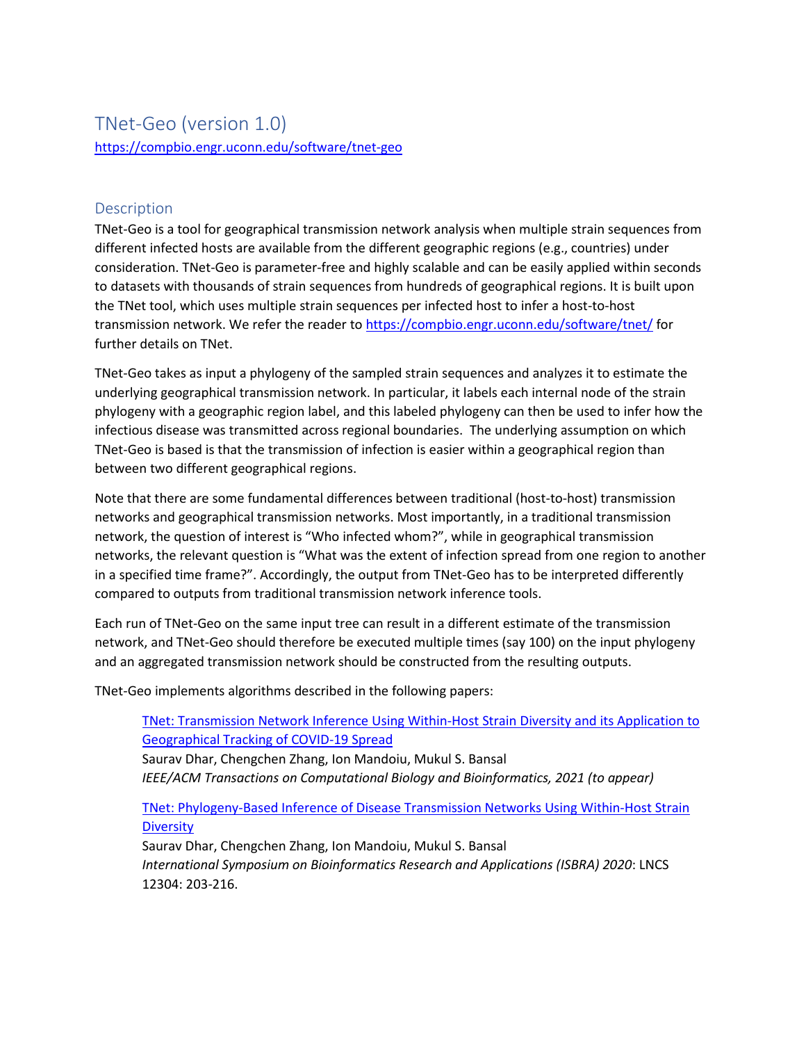# TNet-Geo (version 1.0)

[https://compbio.engr.uconn.edu/software/tnet-geo](https://compbio.engr.uconn.edu/software/tnet-geo)

## Description

TNet-Geo is a tool for geographical transmission network analysis when multiple strain sequences from different infected hosts are available from the different geographic regions (e.g., countries) under consideration. TNet-Geo is parameter-free and highly scalable and can be easily applied within seconds to datasets with thousands of strain sequences from hundreds of geographical regions. It is built upon the TNet tool, which uses multiple strain sequences per infected host to infer a host-to-host transmission network. We refer the reader to [https://compbio.engr.uconn.edu/software/tnet/](https://compbio.engr.uconn.edu/software/tnet/) for further details on TNet.

TNet-Geo takes as input a phylogeny of the sampled strain sequences and analyzes it to estimate the underlying geographical transmission network. In particular, it labels each internal node of the strain phylogeny with a geographic region label, and this labeled phylogeny can then be used to infer how the infectious disease was transmitted across regional boundaries. The underlying assumption on which TNet-Geo is based is that the transmission of infection is easier within a geographical region than between two different geographical regions.

Note that there are some fundamental differences between traditional (host-to-host) transmission networks and geographical transmission networks. Most importantly, in a traditional transmission network, the question of interest is "Who infected whom?", while in geographical transmission networks, the relevant question is "What was the extent of infection spread from one region to another in a specified time frame?". Accordingly, the output from TNet-Geo has to be interpreted differently compared to outputs from traditional transmission network inference tools.

Each run of TNet-Geo on the same input tree can result in a different estimate of the transmission network, and TNet-Geo should therefore be executed multiple times (say 100) on the input phylogeny and an aggregated transmission network should be constructed from the resulting outputs.

TNet-Geo implements algorithms described in the following papers:

> TNet: Transmission Network Inference Using Within-Host Strain Diversity and its Application to Geographical Tracking of COVID-19 Spread
> Saurav Dhar, Chengchen Zhang, Ion Mandoiu, Mukul S. Bansal
> *IEEE/ACM Transactions on Computational Biology and Bioinformatics, 2021 (to appear)*
>
> TNet: Phylogeny-Based Inference of Disease Transmission Networks Using Within-Host Strain Diversity
> Saurav Dhar, Chengchen Zhang, Ion Mandoiu, Mukul S. Bansal
> *International Symposium on Bioinformatics Research and Applications (ISBRA) 2020*: LNCS 12304: 203-216.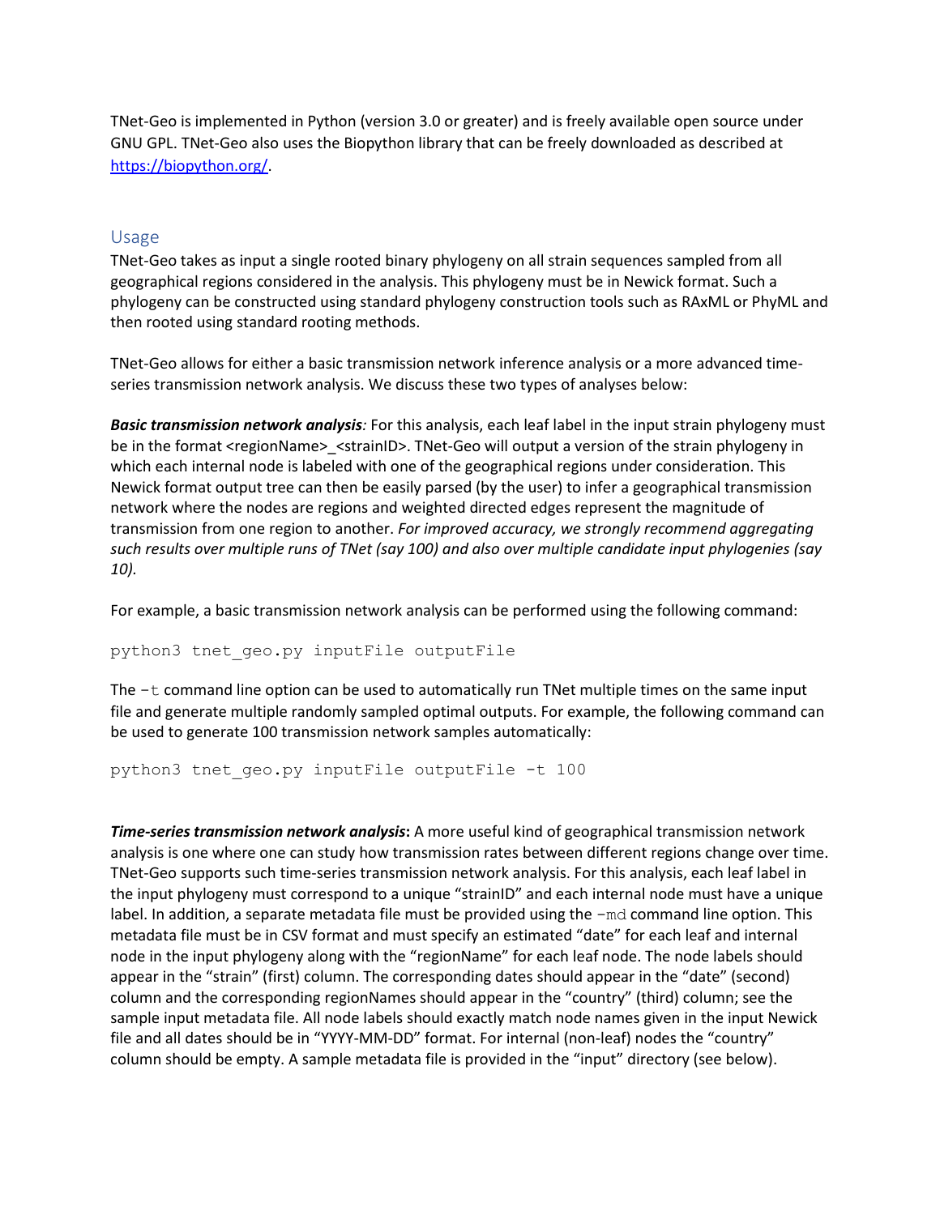TNet-Geo is implemented in Python (version 3.0 or greater) and is freely available open source under GNU GPL. TNet-Geo also uses the Biopython library that can be freely downloaded as described at https://biopython.org/.

## Usage

TNet-Geo takes as input a single rooted binary phylogeny on all strain sequences sampled from all geographical regions considered in the analysis. This phylogeny must be in Newick format. Such a phylogeny can be constructed using standard phylogeny construction tools such as RAxML or PhyML and then rooted using standard rooting methods.

TNet-Geo allows for either a basic transmission network inference analysis or a more advanced time-series transmission network analysis. We discuss these two types of analyses below:

***Basic transmission network analysis****:* For this analysis, each leaf label in the input strain phylogeny must be in the format <regionName>_<strainID>. TNet-Geo will output a version of the strain phylogeny in which each internal node is labeled with one of the geographical regions under consideration. This Newick format output tree can then be easily parsed (by the user) to infer a geographical transmission network where the nodes are regions and weighted directed edges represent the magnitude of transmission from one region to another. *For improved accuracy, we strongly recommend aggregating such results over multiple runs of TNet (say 100) and also over multiple candidate input phylogenies (say 10).*

For example, a basic transmission network analysis can be performed using the following command:

```
python3 tnet_geo.py inputFile outputFile
```

The `-t` command line option can be used to automatically run TNet multiple times on the same input file and generate multiple randomly sampled optimal outputs. For example, the following command can be used to generate 100 transmission network samples automatically:

```
python3 tnet_geo.py inputFile outputFile -t 100
```

***Time-series transmission network analysis*****:** A more useful kind of geographical transmission network analysis is one where one can study how transmission rates between different regions change over time. TNet-Geo supports such time-series transmission network analysis. For this analysis, each leaf label in the input phylogeny must correspond to a unique "strainID" and each internal node must have a unique label. In addition, a separate metadata file must be provided using the `-md` command line option. This metadata file must be in CSV format and must specify an estimated "date" for each leaf and internal node in the input phylogeny along with the "regionName" for each leaf node. The node labels should appear in the "strain" (first) column. The corresponding dates should appear in the "date" (second) column and the corresponding regionNames should appear in the "country" (third) column; see the sample input metadata file. All node labels should exactly match node names given in the input Newick file and all dates should be in "YYYY-MM-DD" format. For internal (non-leaf) nodes the "country" column should be empty. A sample metadata file is provided in the "input" directory (see below).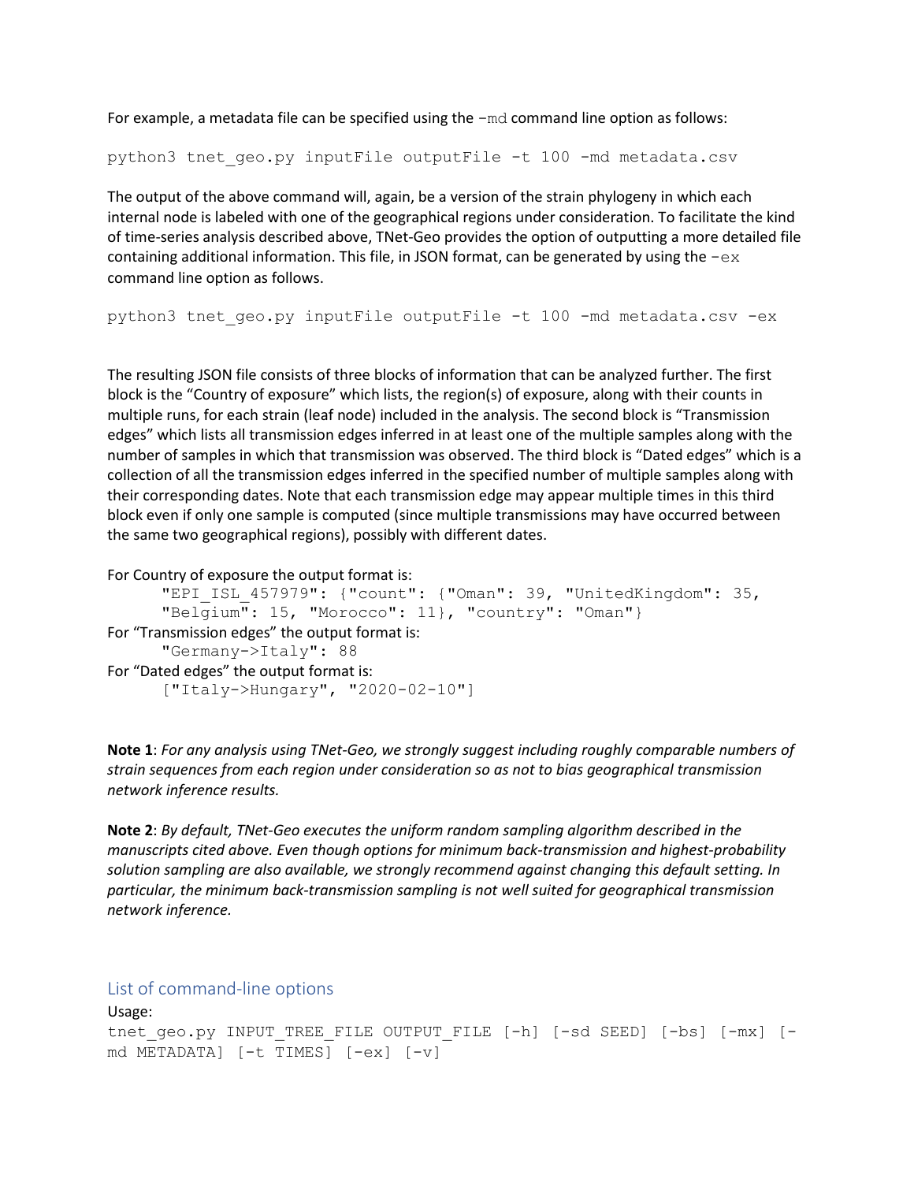For example, a metadata file can be specified using the `-md` command line option as follows:

```
python3 tnet_geo.py inputFile outputFile -t 100 -md metadata.csv
```

The output of the above command will, again, be a version of the strain phylogeny in which each internal node is labeled with one of the geographical regions under consideration. To facilitate the kind of time-series analysis described above, TNet-Geo provides the option of outputting a more detailed file containing additional information. This file, in JSON format, can be generated by using the `-ex` command line option as follows.

```
python3 tnet_geo.py inputFile outputFile -t 100 -md metadata.csv -ex
```

The resulting JSON file consists of three blocks of information that can be analyzed further. The first block is the "Country of exposure" which lists, the region(s) of exposure, along with their counts in multiple runs, for each strain (leaf node) included in the analysis. The second block is "Transmission edges" which lists all transmission edges inferred in at least one of the multiple samples along with the number of samples in which that transmission was observed. The third block is "Dated edges" which is a collection of all the transmission edges inferred in the specified number of multiple samples along with their corresponding dates. Note that each transmission edge may appear multiple times in this third block even if only one sample is computed (since multiple transmissions may have occurred between the same two geographical regions), possibly with different dates.

For Country of exposure the output format is:

```
"EPI_ISL_457979": {"count": {"Oman": 39, "UnitedKingdom": 35,
"Belgium": 15, "Morocco": 11}, "country": "Oman"}
```

For "Transmission edges" the output format is:

```
"Germany->Italy": 88
```

For "Dated edges" the output format is:

```
["Italy->Hungary", "2020-02-10"]
```

**Note 1**: *For any analysis using TNet-Geo, we strongly suggest including roughly comparable numbers of strain sequences from each region under consideration so as not to bias geographical transmission network inference results.*

**Note 2**: *By default, TNet-Geo executes the uniform random sampling algorithm described in the manuscripts cited above. Even though options for minimum back-transmission and highest-probability solution sampling are also available, we strongly recommend against changing this default setting. In particular, the minimum back-transmission sampling is not well suited for geographical transmission network inference.*

## List of command-line options

Usage:

```
tnet_geo.py INPUT_TREE_FILE OUTPUT_FILE [-h] [-sd SEED] [-bs] [-mx] [-md METADATA] [-t TIMES] [-ex] [-v]
```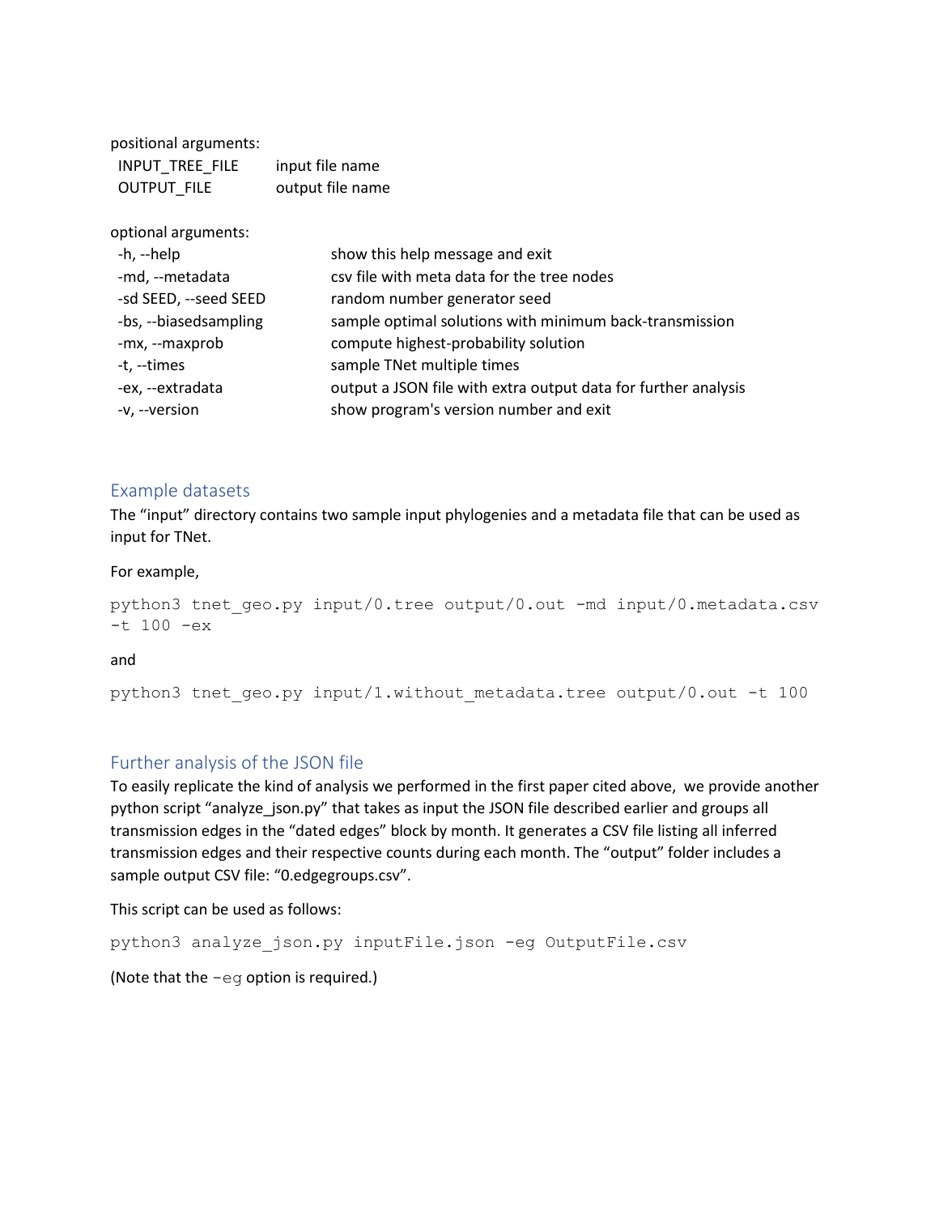positional arguments:

```
  INPUT_TREE_FILE       input file name
  OUTPUT_FILE           output file name
```

optional arguments:

```
  -h, --help                show this help message and exit
  -md, --metadata           csv file with meta data for the tree nodes
  -sd SEED, --seed SEED     random number generator seed
  -bs, --biasedsampling     sample optimal solutions with minimum back-transmission
  -mx, --maxprob            compute highest-probability solution
  -t, --times               sample TNet multiple times
  -ex, --extradata          output a JSON file with extra output data for further analysis
  -v, --version             show program's version number and exit
```

## Example datasets

The "input" directory contains two sample input phylogenies and a metadata file that can be used as input for TNet.

For example,

```
python3 tnet_geo.py input/0.tree output/0.out -md input/0.metadata.csv -t 100 -ex
```

and

```
python3 tnet_geo.py input/1.without_metadata.tree output/0.out -t 100
```

## Further analysis of the JSON file

To easily replicate the kind of analysis we performed in the first paper cited above, we provide another python script "analyze_json.py" that takes as input the JSON file described earlier and groups all transmission edges in the "dated edges" block by month. It generates a CSV file listing all inferred transmission edges and their respective counts during each month. The "output" folder includes a sample output CSV file: "0.edgegroups.csv".

This script can be used as follows:

```
python3 analyze_json.py inputFile.json -eg OutputFile.csv
```

(Note that the `-eg` option is required.)